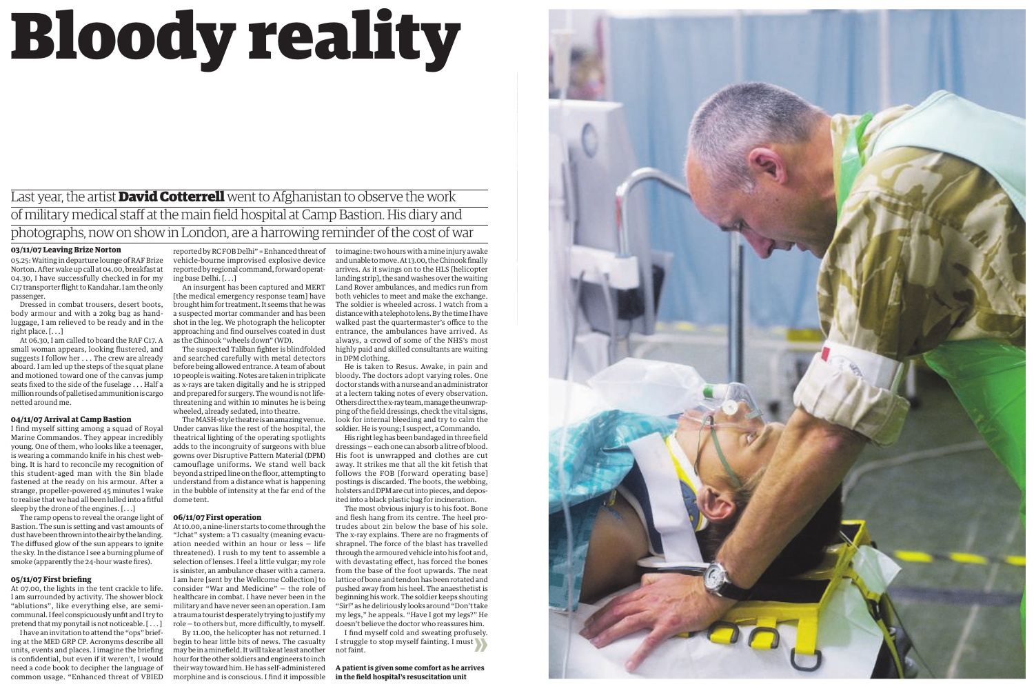# Bloody reality

Last year, the artist **David Cotterrell** went to Afghanistan to observe the work of military medical staff at the main field hospital at Camp Bastion. His diary and photographs, now on show in London, are a harrowing reminder of the cost of war

**03/11/07 Leaving Brize Norton**

05.25: Waiting in departure lounge of RAF Brize Norton. After wake up call at 04.00, breakfast at 04.30, I have successfully checked in for my C17 transporter flight to Kandahar. I am the only passenger.

Dressed in combat trousers, desert boots, body armour and with a 20kg bag as hand-luggage, I am relieved to be ready and in the right place. [. . .]

At 06.30, I am called to board the RAF C17. A small woman appears, looking flustered, and suggests I follow her . . . The crew are already aboard. I am led up the steps of the squat plane and motioned toward one of the canvas jump seats fixed to the side of the fuselage . . . Half a million rounds of palletised ammunition is cargo netted around me.

**04/11/07 Arrival at Camp Bastion**

I find myself sitting among a squad of Royal Marine Commandos. They appear incredibly young. One of them, who looks like a teenager, is wearing a commando knife in his chest webbing. It is hard to reconcile my recognition of this student-aged man with the 8in blade fastened at the ready on his armour. After a strange, propeller-powered 45 minutes I wake to realise that we had all been lulled into a fitful sleep by the drone of the engines. [. . .]

The ramp opens to reveal the orange light of Bastion. The sun is setting and vast amounts of dust have been thrown into the air by the landing. The diffused glow of the sun appears to ignite the sky. In the distance I see a burning plume of smoke (apparently the 24-hour waste fires).

**05/11/07 First briefing**

At 07.00, the lights in the tent crackle to life. I am surrounded by activity. The shower block "ablutions", like everything else, are semi-communal. I feel conspicuously unfit and I try to pretend that my ponytail is not noticeable. [. . .]

I have an invitation to attend the "ops" briefing at the MED GRP CP. Acronyms describe all units, events and places. I imagine the briefing is confidential, but even if it weren't, I would need a code book to decipher the language of common usage. "Enhanced threat of VBIED reported by RC FOB Delhi" = Enhanced threat of vehicle-bourne improvised explosive device reported by regional command, forward operating base Delhi. [. . .]

An insurgent has been captured and MERT [the medical emergency response team] have brought him for treatment. It seems that he was a suspected mortar commander and has been shot in the leg. We photograph the helicopter approaching and find ourselves coated in dust as the Chinook "wheels down" (WD).

The suspected Taliban fighter is blindfolded and searched carefully with metal detectors before being allowed entrance. A team of about 10 people is waiting. Notes are taken in triplicate as x-rays are taken digitally and he is stripped and prepared for surgery. The wound is not life-threatening and within 10 minutes he is being wheeled, already sedated, into theatre.

The MASH-style theatre is an amazing venue. Under canvas like the rest of the hospital, the theatrical lighting of the operating spotlights adds to the incongruity of surgeons with blue gowns over Disruptive Pattern Material (DPM) camouflage uniforms. We stand well back beyond a striped line on the floor, attempting to understand from a distance what is happening in the bubble of intensity at the far end of the dome tent.

**06/11/07 First operation**

At 10.00, a nine-liner starts to come through the "Jchat" system: a T1 casualty (meaning evacuation needed within an hour or less – life threatened). I rush to my tent to assemble a selection of lenses. I feel a little vulgar; my role is sinister, an ambulance chaser with a camera. I am here [sent by the Wellcome Collection] to consider "War and Medicine" – the role of healthcare in combat. I have never been in the military and have never seen an operation. I am a trauma tourist desperately trying to justify my role – to others but, more difficultly, to myself.

By 11.00, the helicopter has not returned. I begin to hear little bits of news. The casualty may be in a minefield. It will take at least another hour for the other soldiers and engineers to inch their way toward him. He has self-administered morphine and is conscious. I find it impossible to imagine: two hours with a mine injury awake and unable to move. At 13.00, the Chinook finally arrives. As it swings on to the HLS [helicopter landing strip], the sand washes over the waiting Land Rover ambulances, and medics run from both vehicles to meet and make the exchange. The soldier is wheeled across. I watch from a distance with a telephoto lens. By the time I have walked past the quartermaster's office to the entrance, the ambulances have arrived. As always, a crowd of some of the NHS's most highly paid and skilled consultants are waiting in DPM clothing.

He is taken to Resus. Awake, in pain and bloody. The doctors adopt varying roles. One doctor stands with a nurse and an administrator at a lectern taking notes of every observation. Others direct the x-ray team, manage the unwrapping of the field dressings, check the vital signs, look for internal bleeding and try to calm the soldier. He is young; I suspect, a Commando.

His right leg has been bandaged in three field dressings – each one can absorb a litre of blood. His foot is unwrapped and clothes are cut away. It strikes me that all the kit fetish that follows the FOB [forward operating base] postings is discarded. The boots, the webbing, holsters and DPM are cut into pieces, and deposited into a black plastic bag for incineration.

The most obvious injury is to his foot. Bone and flesh hang from its centre. The heel protrudes about 2in below the base of his sole. The x-ray explains. There are no fragments of shrapnel. The force of the blast has travelled through the armoured vehicle into his foot and, with devastating effect, has forced the bones from the base of the foot upwards. The neat lattice of bone and tendon has been rotated and pushed away from his heel. The anaesthetist is beginning his work. The soldier keeps shouting "Sir!" as he deliriously looks around "Don't take my legs," he appeals. "Have I got my legs?" He doesn't believe the doctor who reassures him.

I find myself cold and sweating profusely. I struggle to stop myself fainting. I must not faint.

**A patient is given some comfort as he arrives in the field hospital's resuscitation unit**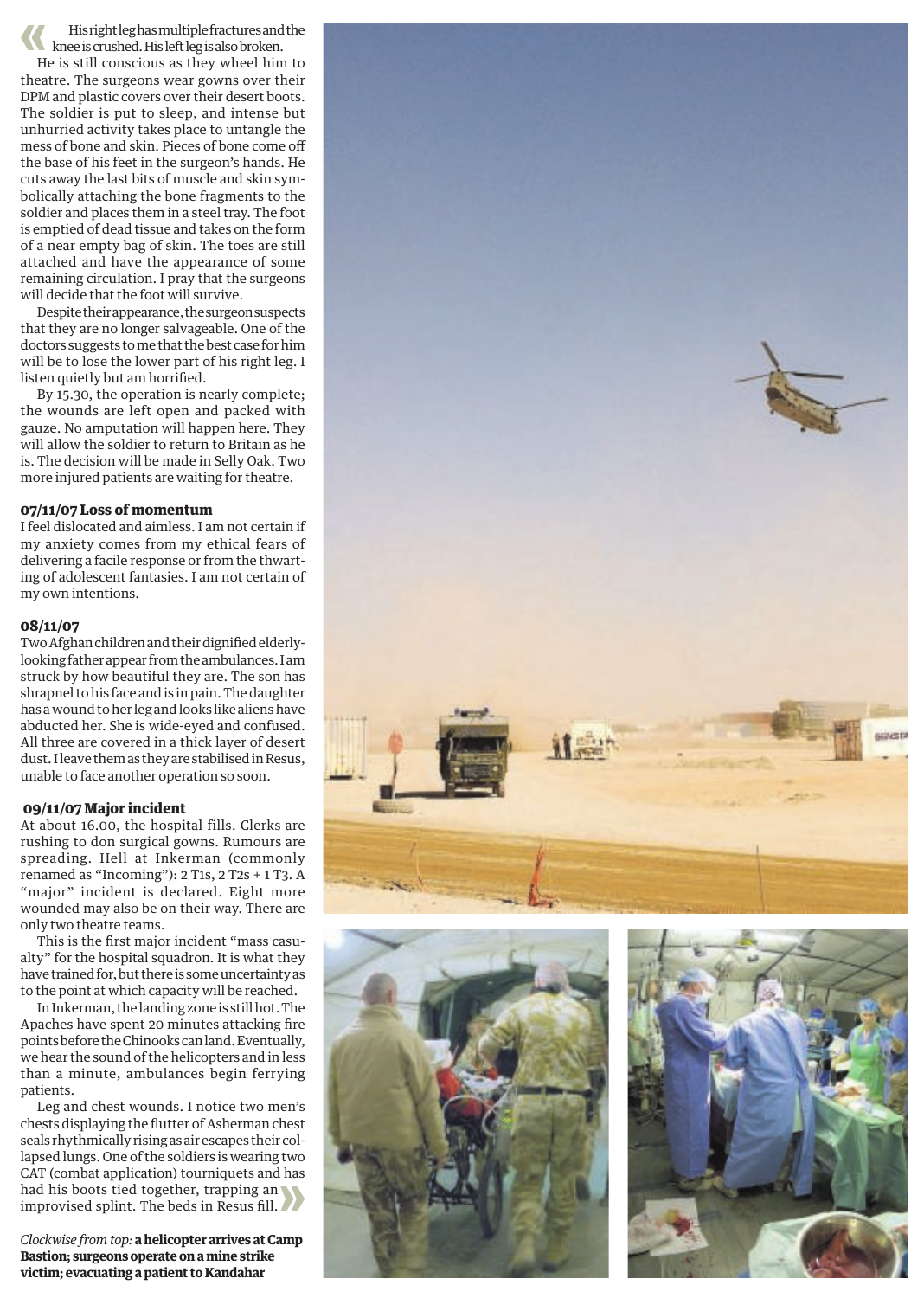His right leg has multiple fractures and the knee is crushed. His left leg is also broken.

He is still conscious as they wheel him to theatre. The surgeons wear gowns over their DPM and plastic covers over their desert boots. The soldier is put to sleep, and intense but unhurried activity takes place to untangle the mess of bone and skin. Pieces of bone come off the base of his feet in the surgeon's hands. He cuts away the last bits of muscle and skin symbolically attaching the bone fragments to the soldier and places them in a steel tray. The foot is emptied of dead tissue and takes on the form of a near empty bag of skin. The toes are still attached and have the appearance of some remaining circulation. I pray that the surgeons will decide that the foot will survive.

Despite their appearance, the surgeon suspects that they are no longer salvageable. One of the doctors suggests to me that the best case for him will be to lose the lower part of his right leg. I listen quietly but am horrified.

By 15.30, the operation is nearly complete; the wounds are left open and packed with gauze. No amputation will happen here. They will allow the soldier to return to Britain as he is. The decision will be made in Selly Oak. Two more injured patients are waiting for theatre.

**07/11/07 Loss of momentum**

I feel dislocated and aimless. I am not certain if my anxiety comes from my ethical fears of delivering a facile response or from the thwarting of adolescent fantasies. I am not certain of my own intentions.

**08/11/07**

Two Afghan children and their dignified elderly-looking father appear from the ambulances. I am struck by how beautiful they are. The son has shrapnel to his face and is in pain. The daughter has a wound to her leg and looks like aliens have abducted her. She is wide-eyed and confused. All three are covered in a thick layer of desert dust. I leave them as they are stabilised in Resus, unable to face another operation so soon.

**09/11/07 Major incident**

At about 16.00, the hospital fills. Clerks are rushing to don surgical gowns. Rumours are spreading. Hell at Inkerman (commonly renamed as "Incoming"): 2 T1s, 2 T2s + 1 T3. A "major" incident is declared. Eight more wounded may also be on their way. There are only two theatre teams.

This is the first major incident "mass casualty" for the hospital squadron. It is what they have trained for, but there is some uncertainty as to the point at which capacity will be reached.

In Inkerman, the landing zone is still hot. The Apaches have spent 20 minutes attacking fire points before the Chinooks can land. Eventually, we hear the sound of the helicopters and in less than a minute, ambulances begin ferrying patients.

Leg and chest wounds. I notice two men's chests displaying the flutter of Asherman chest seals rhythmically rising as air escapes their collapsed lungs. One of the soldiers is wearing two CAT (combat application) tourniquets and has had his boots tied together, trapping an improvised splint. The beds in Resus fill.

*Clockwise from top:* **a helicopter arrives at Camp Bastion; surgeons operate on a mine strike victim; evacuating a patient to Kandahar**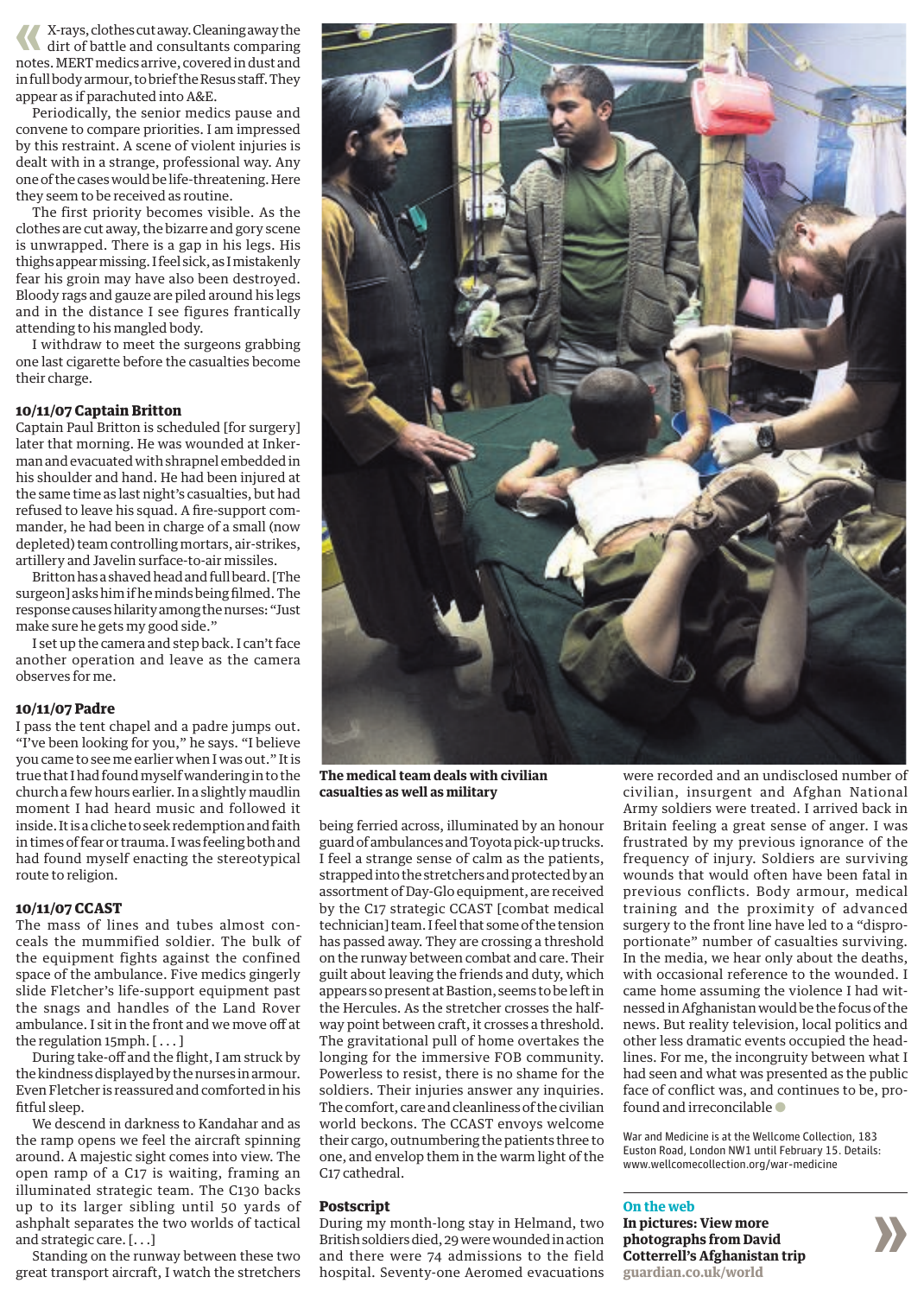X-rays, clothes cut away. Cleaning away the dirt of battle and consultants comparing notes. MERT medics arrive, covered in dust and in full body armour, to brief the Resus staff. They appear as if parachuted into A&E.

Periodically, the senior medics pause and convene to compare priorities. I am impressed by this restraint. A scene of violent injuries is dealt with in a strange, professional way. Any one of the cases would be life-threatening. Here they seem to be received as routine.

The first priority becomes visible. As the clothes are cut away, the bizarre and gory scene is unwrapped. There is a gap in his legs. His thighs appear missing. I feel sick, as I mistakenly fear his groin may have also been destroyed. Bloody rags and gauze are piled around his legs and in the distance I see figures frantically attending to his mangled body.

I withdraw to meet the surgeons grabbing one last cigarette before the casualties become their charge.

**10/11/07 Captain Britton**

Captain Paul Britton is scheduled [for surgery] later that morning. He was wounded at Inkerman and evacuated with shrapnel embedded in his shoulder and hand. He had been injured at the same time as last night's casualties, but had refused to leave his squad. A fire-support commander, he had been in charge of a small (now depleted) team controlling mortars, air-strikes, artillery and Javelin surface-to-air missiles.

Britton has a shaved head and full beard. [The surgeon] asks him if he minds being filmed. The response causes hilarity among the nurses: "Just make sure he gets my good side."

I set up the camera and step back. I can't face another operation and leave as the camera observes for me.

**10/11/07 Padre**

I pass the tent chapel and a padre jumps out. "I've been looking for you," he says. "I believe you came to see me earlier when I was out." It is true that I had found myself wandering in to the church a few hours earlier. In a slightly maudlin moment I had heard music and followed it inside. It is a cliche to seek redemption and faith in times of fear or trauma. I was feeling both and had found myself enacting the stereotypical route to religion.

**10/11/07 CCAST**

The mass of lines and tubes almost conceals the mummified soldier. The bulk of the equipment fights against the confined space of the ambulance. Five medics gingerly slide Fletcher's life-support equipment past the snags and handles of the Land Rover ambulance. I sit in the front and we move off at the regulation 15mph. [ . . . ]

During take-off and the flight, I am struck by the kindness displayed by the nurses in armour. Even Fletcher is reassured and comforted in his fitful sleep.

We descend in darkness to Kandahar and as the ramp opens we feel the aircraft spinning around. A majestic sight comes into view. The open ramp of a C17 is waiting, framing an illuminated strategic team. The C130 backs up to its larger sibling until 50 yards of ashphalt separates the two worlds of tactical and strategic care. [. . .]

Standing on the runway between these two great transport aircraft, I watch the stretchers being ferried across, illuminated by an honour guard of ambulances and Toyota pick-up trucks. I feel a strange sense of calm as the patients, strapped into the stretchers and protected by an assortment of Day-Glo equipment, are received by the C17 strategic CCAST [combat medical technician] team. I feel that some of the tension has passed away. They are crossing a threshold on the runway between combat and care. Their guilt about leaving the friends and duty, which appears so present at Bastion, seems to be left in the Hercules. As the stretcher crosses the half-way point between craft, it crosses a threshold. The gravitational pull of home overtakes the longing for the immersive FOB community. Powerless to resist, there is no shame for the soldiers. Their injuries answer any inquiries. The comfort, care and cleanliness of the civilian world beckons. The CCAST envoys welcome their cargo, outnumbering the patients three to one, and envelop them in the warm light of the C17 cathedral.

**The medical team deals with civilian casualties as well as military**

**Postscript**

During my month-long stay in Helmand, two British soldiers died, 29 were wounded in action and there were 74 admissions to the field hospital. Seventy-one Aeromed evacuations were recorded and an undisclosed number of civilian, insurgent and Afghan National Army soldiers were treated. I arrived back in Britain feeling a great sense of anger. I was frustrated by my previous ignorance of the frequency of injury. Soldiers are surviving wounds that would often have been fatal in previous conflicts. Body armour, medical training and the proximity of advanced surgery to the front line have led to a "disproportionate" number of casualties surviving. In the media, we hear only about the deaths, with occasional reference to the wounded. I came home assuming the violence I had witnessed in Afghanistan would be the focus of the news. But reality television, local politics and other less dramatic events occupied the headlines. For me, the incongruity between what I had seen and what was presented as the public face of conflict was, and continues to be, profound and irreconcilable

War and Medicine is at the Wellcome Collection, 183 Euston Road, London NW1 until February 15. Details: www.wellcomecollection.org/war-medicine

**On the web**

**In pictures: View more photographs from David Cotterrell's Afghanistan trip**
**guardian.co.uk/world**